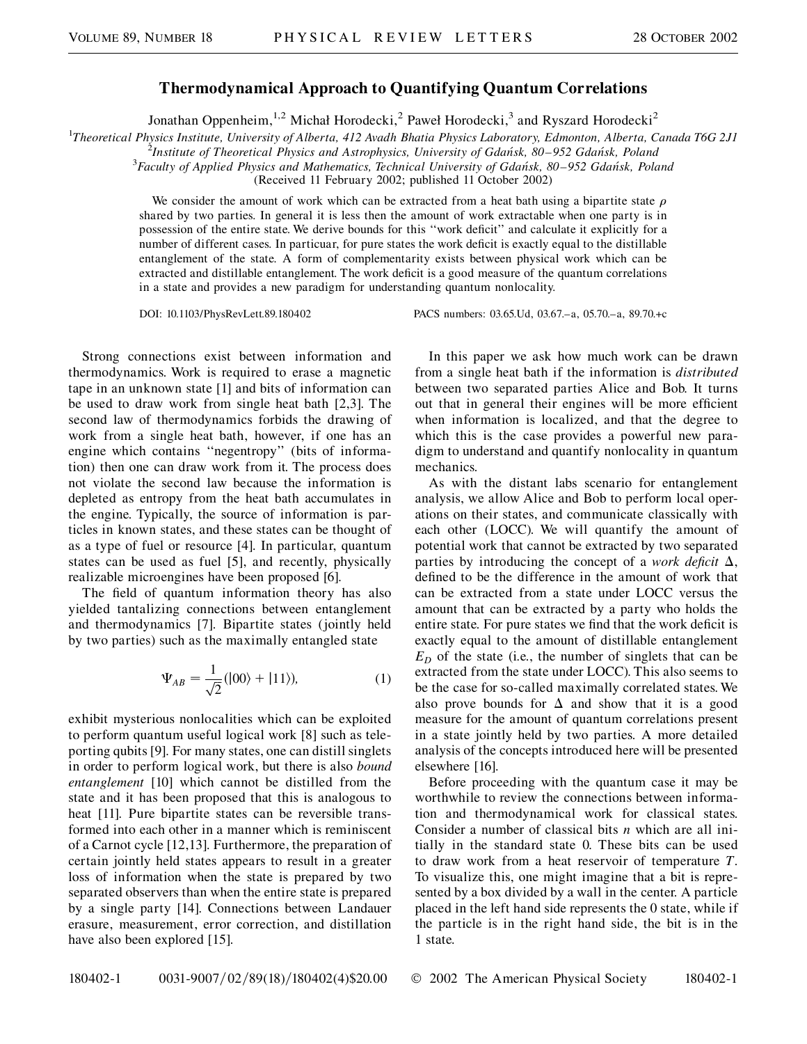# Thermodynamical Approach to Quantifying Quantum Correlations

Jonathan Oppenheim,[1,2] Michał Horodecki,[2] Paweł Horodecki,[3] and Ryszard Horodecki[2]

[1]*Theoretical Physics Institute, University of Alberta, 412 Avadh Bhatia Physics Laboratory, Edmonton, Alberta, Canada T6G 2J1*
[2]*Institute of Theoretical Physics and Astrophysics, University of Gdańsk, 80–952 Gdańsk, Poland*
[3]*Faculty of Applied Physics and Mathematics, Technical University of Gdańsk, 80–952 Gdańsk, Poland*
(Received 11 February 2002; published 11 October 2002)

We consider the amount of work which can be extracted from a heat bath using a bipartite state $\rho$ shared by two parties. In general it is less then the amount of work extractable when one party is in possession of the entire state. We derive bounds for this "work deficit" and calculate it explicitly for a number of different cases. In particuar, for pure states the work deficit is exactly equal to the distillable entanglement of the state. A form of complementarity exists between physical work which can be extracted and distillable entanglement. The work deficit is a good measure of the quantum correlations in a state and provides a new paradigm for understanding quantum nonlocality.

DOI: 10.1103/PhysRevLett.89.180402 PACS numbers: 03.65.Ud, 03.67.–a, 05.70.–a, 89.70.+c

Strong connections exist between information and thermodynamics. Work is required to erase a magnetic tape in an unknown state [1] and bits of information can be used to draw work from single heat bath [2,3]. The second law of thermodynamics forbids the drawing of work from a single heat bath, however, if one has an engine which contains "negentropy" (bits of information) then one can draw work from it. The process does not violate the second law because the information is depleted as entropy from the heat bath accumulates in the engine. Typically, the source of information is particles in known states, and these states can be thought of as a type of fuel or resource [4]. In particular, quantum states can be used as fuel [5], and recently, physically realizable microengines have been proposed [6].

The field of quantum information theory has also yielded tantalizing connections between entanglement and thermodynamics [7]. Bipartite states (jointly held by two parties) such as the maximally entangled state

$$\Psi_{AB} = \frac{1}{\sqrt{2}}(|00\rangle + |11\rangle), \tag{1}$$

exhibit mysterious nonlocalities which can be exploited to perform quantum useful logical work [8] such as teleporting qubits [9]. For many states, one can distill singlets in order to perform logical work, but there is also *bound entanglement* [10] which cannot be distilled from the state and it has been proposed that this is analogous to heat [11]. Pure bipartite states can be reversible transformed into each other in a manner which is reminiscent of a Carnot cycle [12,13]. Furthermore, the preparation of certain jointly held states appears to result in a greater loss of information when the state is prepared by two separated observers than when the entire state is prepared by a single party [14]. Connections between Landauer erasure, measurement, error correction, and distillation have also been explored [15].

In this paper we ask how much work can be drawn from a single heat bath if the information is *distributed* between two separated parties Alice and Bob. It turns out that in general their engines will be more efficient when information is localized, and that the degree to which this is the case provides a powerful new paradigm to understand and quantify nonlocality in quantum mechanics.

As with the distant labs scenario for entanglement analysis, we allow Alice and Bob to perform local operations on their states, and communicate classically with each other (LOCC). We will quantify the amount of potential work that cannot be extracted by two separated parties by introducing the concept of a *work deficit* $\Delta$, defined to be the difference in the amount of work that can be extracted from a state under LOCC versus the amount that can be extracted by a party who holds the entire state. For pure states we find that the work deficit is exactly equal to the amount of distillable entanglement $E_D$ of the state (i.e., the number of singlets that can be extracted from the state under LOCC). This also seems to be the case for so-called maximally correlated states. We also prove bounds for $\Delta$ and show that it is a good measure for the amount of quantum correlations present in a state jointly held by two parties. A more detailed analysis of the concepts introduced here will be presented elsewhere [16].

Before proceeding with the quantum case it may be worthwhile to review the connections between information and thermodynamical work for classical states. Consider a number of classical bits $n$ which are all initially in the standard state 0. These bits can be used to draw work from a heat reservoir of temperature $T$. To visualize this, one might imagine that a bit is represented by a box divided by a wall in the center. A particle placed in the left hand side represents the 0 state, while if the particle is in the right hand side, the bit is in the 1 state.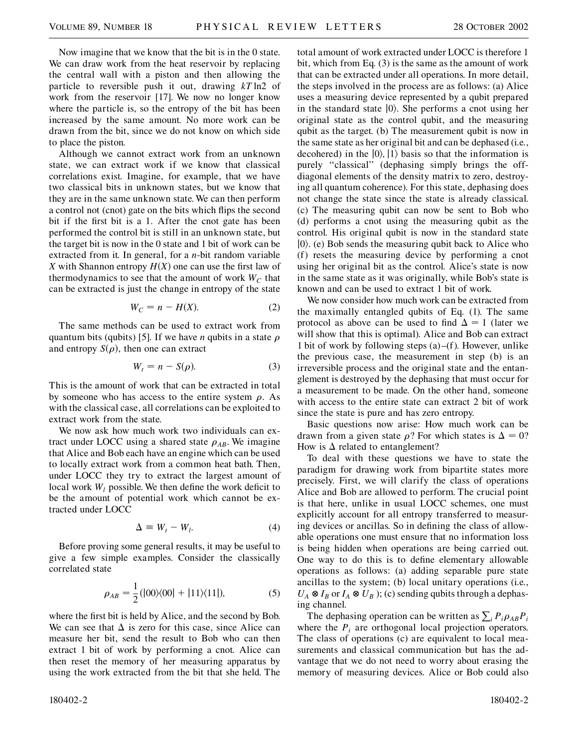Now imagine that we know that the bit is in the 0 state. We can draw work from the heat reservoir by replacing the central wall with a piston and then allowing the particle to reversible push it out, drawing $kT \ln 2$ of work from the reservoir [17]. We now no longer know where the particle is, so the entropy of the bit has been increased by the same amount. No more work can be drawn from the bit, since we do not know on which side to place the piston.

Although we cannot extract work from an unknown state, we can extract work if we know that classical correlations exist. Imagine, for example, that we have two classical bits in unknown states, but we know that they are in the same unknown state. We can then perform a control not (cnot) gate on the bits which flips the second bit if the first bit is a 1. After the cnot gate has been performed the control bit is still in an unknown state, but the target bit is now in the 0 state and 1 bit of work can be extracted from it. In general, for a $n$-bit random variable $X$ with Shannon entropy $H(X)$ one can use the first law of thermodynamics to see that the amount of work $W_C$ that can be extracted is just the change in entropy of the state

$$W_C = n - H(X). \tag{2}$$

The same methods can be used to extract work from quantum bits (qubits) [5]. If we have $n$ qubits in a state $\rho$ and entropy $S(\rho)$, then one can extract

$$W_t = n - S(\rho). \tag{3}$$

This is the amount of work that can be extracted in total by someone who has access to the entire system $\rho$. As with the classical case, all correlations can be exploited to extract work from the state.

We now ask how much work two individuals can extract under LOCC using a shared state $\rho_{AB}$. We imagine that Alice and Bob each have an engine which can be used to locally extract work from a common heat bath. Then, under LOCC they try to extract the largest amount of local work $W_l$ possible. We then define the work deficit to be the amount of potential work which cannot be extracted under LOCC

$$\Delta \equiv W_t - W_l. \tag{4}$$

Before proving some general results, it may be useful to give a few simple examples. Consider the classically correlated state

$$\rho_{AB} = \frac{1}{2}(|00\rangle\langle 00| + |11\rangle\langle 11|), \tag{5}$$

where the first bit is held by Alice, and the second by Bob. We can see that $\Delta$ is zero for this case, since Alice can measure her bit, send the result to Bob who can then extract 1 bit of work by performing a cnot. Alice can then reset the memory of her measuring apparatus by using the work extracted from the bit that she held. The total amount of work extracted under LOCC is therefore 1 bit, which from Eq. (3) is the same as the amount of work that can be extracted under all operations. In more detail, the steps involved in the process are as follows: (a) Alice uses a measuring device represented by a qubit prepared in the standard state $|0\rangle$. She performs a cnot using her original state as the control qubit, and the measuring qubit as the target. (b) The measurement qubit is now in the same state as her original bit and can be dephased (i.e., decohered) in the $|0\rangle, |1\rangle$ basis so that the information is purely "classical" (dephasing simply brings the off-diagonal elements of the density matrix to zero, destroying all quantum coherence). For this state, dephasing does not change the state since the state is already classical. (c) The measuring qubit can now be sent to Bob who (d) performs a cnot using the measuring qubit as the control. His original qubit is now in the standard state $|0\rangle$. (e) Bob sends the measuring qubit back to Alice who (f) resets the measuring device by performing a cnot using her original bit as the control. Alice's state is now in the same state as it was originally, while Bob's state is known and can be used to extract 1 bit of work.

We now consider how much work can be extracted from the maximally entangled qubits of Eq. (1). The same protocol as above can be used to find $\Delta = 1$ (later we will show that this is optimal). Alice and Bob can extract 1 bit of work by following steps (a)–(f). However, unlike the previous case, the measurement in step (b) is an irreversible process and the original state and the entanglement is destroyed by the dephasing that must occur for a measurement to be made. On the other hand, someone with access to the entire state can extract 2 bit of work since the state is pure and has zero entropy.

Basic questions now arise: How much work can be drawn from a given state $\rho$? For which states is $\Delta = 0$? How is $\Delta$ related to entanglement?

To deal with these questions we have to state the paradigm for drawing work from bipartite states more precisely. First, we will clarify the class of operations Alice and Bob are allowed to perform. The crucial point is that here, unlike in usual LOCC schemes, one must explicitly account for all entropy transferred to measuring devices or ancillas. So in defining the class of allowable operations one must ensure that no information loss is being hidden when operations are being carried out. One way to do this is to define elementary allowable operations as follows: (a) adding separable pure state ancillas to the system; (b) local unitary operations (i.e., $U_A \otimes I_B$ or $I_A \otimes U_B$ ); (c) sending qubits through a dephasing channel.

The dephasing operation can be written as $\sum_i P_i \rho_{AB} P_i$ where the $P_i$ are orthogonal local projection operators. The class of operations (c) are equivalent to local measurements and classical communication but has the advantage that we do not need to worry about erasing the memory of measuring devices. Alice or Bob could also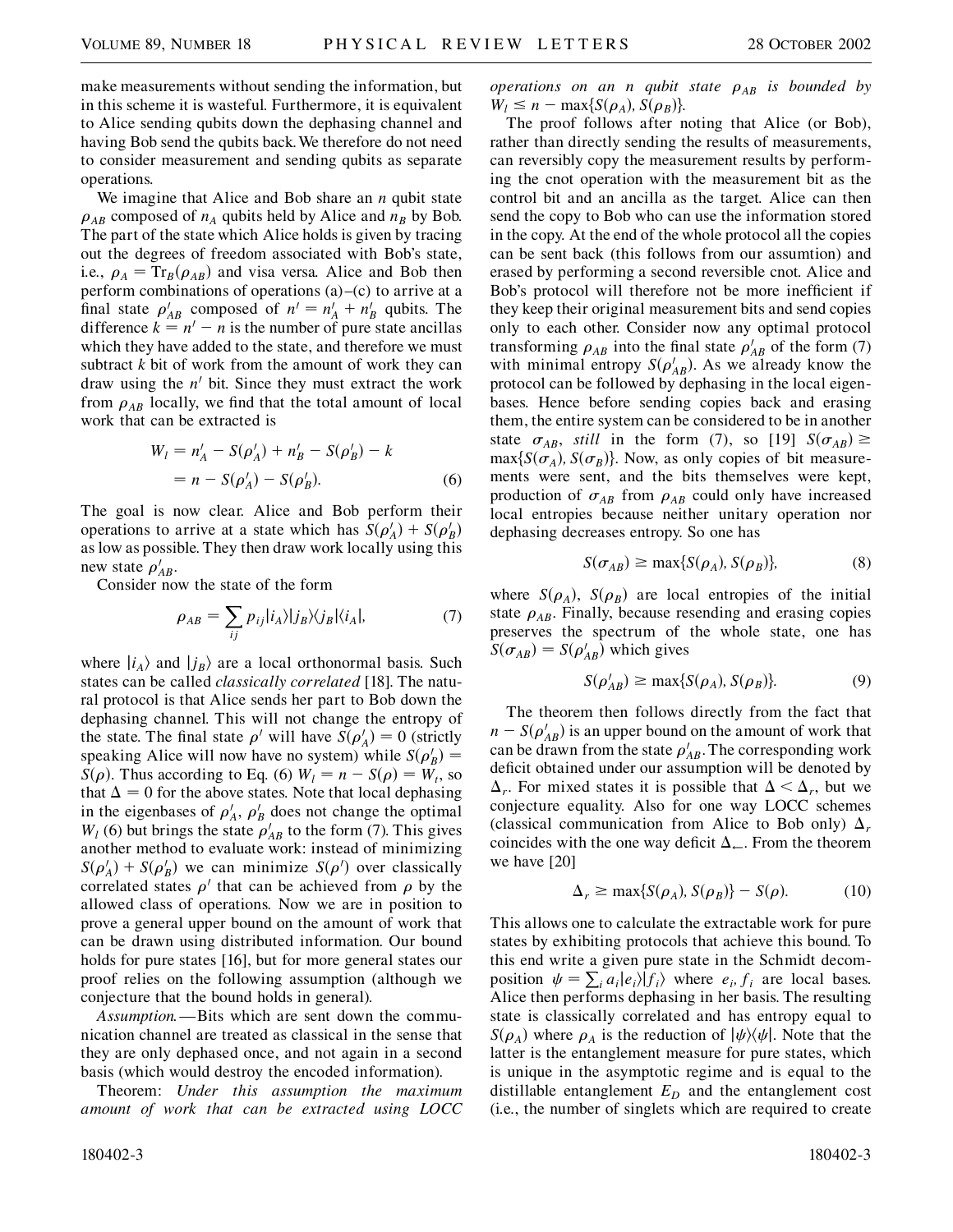make measurements without sending the information, but in this scheme it is wasteful. Furthermore, it is equivalent to Alice sending qubits down the dephasing channel and having Bob send the qubits back. We therefore do not need to consider measurement and sending qubits as separate operations.

We imagine that Alice and Bob share an $n$ qubit state $\rho_{AB}$ composed of $n_A$ qubits held by Alice and $n_B$ by Bob. The part of the state which Alice holds is given by tracing out the degrees of freedom associated with Bob's state, i.e., $\rho_A = \mathrm{Tr}_B(\rho_{AB})$ and visa versa. Alice and Bob then perform combinations of operations (a)–(c) to arrive at a final state $\rho'_{AB}$ composed of $n' = n'_A + n'_B$ qubits. The difference $k = n' - n$ is the number of pure state ancillas which they have added to the state, and therefore we must subtract $k$ bit of work from the amount of work they can draw using the $n'$ bit. Since they must extract the work from $\rho_{AB}$ locally, we find that the total amount of local work that can be extracted is

$$\begin{aligned} W_l &= n'_A - S(\rho'_A) + n'_B - S(\rho'_B) - k \\ &= n - S(\rho'_A) - S(\rho'_B). \end{aligned} \tag{6}$$

The goal is now clear. Alice and Bob perform their operations to arrive at a state which has $S(\rho'_A) + S(\rho'_B)$ as low as possible. They then draw work locally using this new state $\rho'_{AB}$.

Consider now the state of the form

$$\rho_{AB} = \sum_{ij} p_{ij} |i_A\rangle |j_B\rangle\langle j_B| \langle i_A|, \tag{7}$$

where $|i_A\rangle$ and $|j_B\rangle$ are a local orthonormal basis. Such states can be called *classically correlated* [18]. The natural protocol is that Alice sends her part to Bob down the dephasing channel. This will not change the entropy of the state. The final state $\rho'$ will have $S(\rho'_A) = 0$ (strictly speaking Alice will now have no system) while $S(\rho'_B) = S(\rho)$. Thus according to Eq. (6) $W_l = n - S(\rho) = W_t$, so that $\Delta = 0$ for the above states. Note that local dephasing in the eigenbases of $\rho'_A$, $\rho'_B$ does not change the optimal $W_l$ (6) but brings the state $\rho'_{AB}$ to the form (7). This gives another method to evaluate work: instead of minimizing $S(\rho'_A) + S(\rho'_B)$ we can minimize $S(\rho')$ over classically correlated states $\rho'$ that can be achieved from $\rho$ by the allowed class of operations. Now we are in position to prove a general upper bound on the amount of work that can be drawn using distributed information. Our bound holds for pure states [16], but for more general states our proof relies on the following assumption (although we conjecture that the bound holds in general).

*Assumption.*—Bits which are sent down the communication channel are treated as classical in the sense that they are only dephased once, and not again in a second basis (which would destroy the encoded information).

Theorem: *Under this assumption the maximum amount of work that can be extracted using LOCC operations on an $n$ qubit state $\rho_{AB}$ is bounded by $W_l \leq n - \max\{S(\rho_A), S(\rho_B)\}$.*

The proof follows after noting that Alice (or Bob), rather than directly sending the results of measurements, can reversibly copy the measurement results by performing the cnot operation with the measurement bit as the control bit and an ancilla as the target. Alice can then send the copy to Bob who can use the information stored in the copy. At the end of the whole protocol all the copies can be sent back (this follows from our assumtion) and erased by performing a second reversible cnot. Alice and Bob's protocol will therefore not be more inefficient if they keep their original measurement bits and send copies only to each other. Consider now any optimal protocol transforming $\rho_{AB}$ into the final state $\rho'_{AB}$ of the form (7) with minimal entropy $S(\rho'_{AB})$. As we already know the protocol can be followed by dephasing in the local eigenbases. Hence before sending copies back and erasing them, the entire system can be considered to be in another state $\sigma_{AB}$, *still* in the form (7), so [19] $S(\sigma_{AB}) \geq \max\{S(\sigma_A), S(\sigma_B)\}$. Now, as only copies of bit measurements were sent, and the bits themselves were kept, production of $\sigma_{AB}$ from $\rho_{AB}$ could only have increased local entropies because neither unitary operation nor dephasing decreases entropy. So one has

$$S(\sigma_{AB}) \geq \max\{S(\rho_A), S(\rho_B)\}, \tag{8}$$

where $S(\rho_A)$, $S(\rho_B)$ are local entropies of the initial state $\rho_{AB}$. Finally, because resending and erasing copies preserves the spectrum of the whole state, one has $S(\sigma_{AB}) = S(\rho'_{AB})$ which gives

$$S(\rho'_{AB}) \geq \max\{S(\rho_A), S(\rho_B)\}. \tag{9}$$

The theorem then follows directly from the fact that $n - S(\rho'_{AB})$ is an upper bound on the amount of work that can be drawn from the state $\rho'_{AB}$. The corresponding work deficit obtained under our assumption will be denoted by $\Delta_r$. For mixed states it is possible that $\Delta < \Delta_r$, but we conjecture equality. Also for one way LOCC schemes (classical communication from Alice to Bob only) $\Delta_r$ coincides with the one way deficit $\Delta_{\leftarrow}$. From the theorem we have [20]

$$\Delta_r \geq \max\{S(\rho_A), S(\rho_B)\} - S(\rho). \tag{10}$$

This allows one to calculate the extractable work for pure states by exhibiting protocols that achieve this bound. To this end write a given pure state in the Schmidt decomposition $\psi = \sum_i a_i |e_i\rangle |f_i\rangle$ where $e_i, f_i$ are local bases. Alice then performs dephasing in her basis. The resulting state is classically correlated and has entropy equal to $S(\rho_A)$ where $\rho_A$ is the reduction of $|\psi\rangle\langle\psi|$. Note that the latter is the entanglement measure for pure states, which is unique in the asymptotic regime and is equal to the distillable entanglement $E_D$ and the entanglement cost (i.e., the number of singlets which are required to create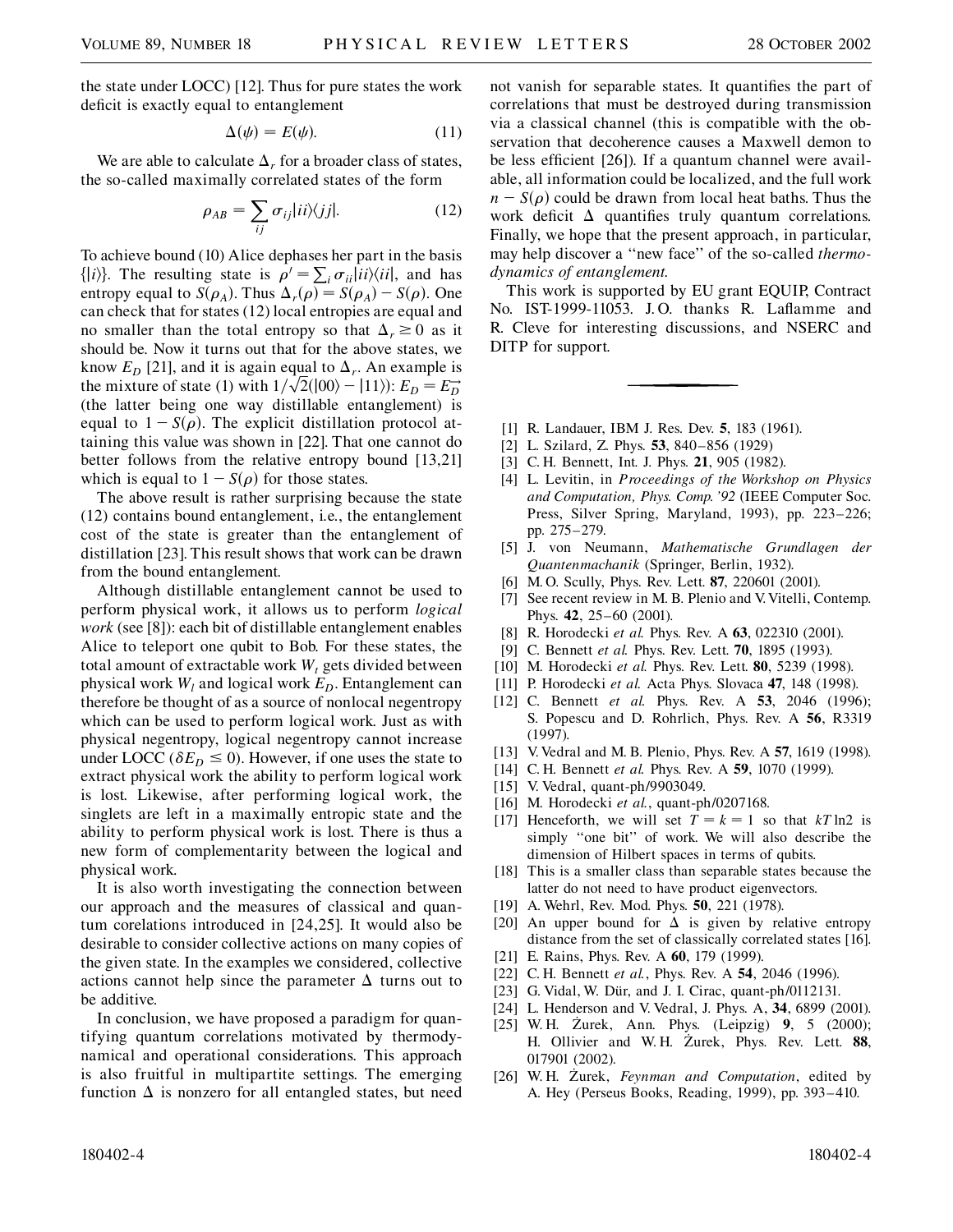the state under LOCC) [12]. Thus for pure states the work deficit is exactly equal to entanglement

$$\Delta(\psi) = E(\psi). \tag{11}$$

We are able to calculate $\Delta_r$ for a broader class of states, the so-called maximally correlated states of the form

$$\rho_{AB} = \sum_{ij} \sigma_{ij} |ii\rangle\langle jj|. \tag{12}$$

To achieve bound (10) Alice dephases her part in the basis $\{|i\rangle\}$. The resulting state is $\rho' = \sum_i \sigma_{ii} |ii\rangle\langle ii|$, and has entropy equal to $S(\rho_A)$. Thus $\Delta_r(\rho) = S(\rho_A) - S(\rho)$. One can check that for states (12) local entropies are equal and no smaller than the total entropy so that $\Delta_r \geq 0$ as it should be. Now it turns out that for the above states, we know $E_D$ [21], and it is again equal to $\Delta_r$. An example is the mixture of state (1) with $1/\sqrt{2}(|00\rangle - |11\rangle)$: $E_D = E_D^{\rightarrow}$ (the latter being one way distillable entanglement) is equal to $1 - S(\rho)$. The explicit distillation protocol attaining this value was shown in [22]. That one cannot do better follows from the relative entropy bound [13,21] which is equal to $1 - S(\rho)$ for those states.

The above result is rather surprising because the state (12) contains bound entanglement, i.e., the entanglement cost of the state is greater than the entanglement of distillation [23]. This result shows that work can be drawn from the bound entanglement.

Although distillable entanglement cannot be used to perform physical work, it allows us to perform *logical work* (see [8]): each bit of distillable entanglement enables Alice to teleport one qubit to Bob. For these states, the total amount of extractable work $W_t$ gets divided between physical work $W_l$ and logical work $E_D$. Entanglement can therefore be thought of as a source of nonlocal negentropy which can be used to perform logical work. Just as with physical negentropy, logical negentropy cannot increase under LOCC ($\delta E_D \leq 0$). However, if one uses the state to extract physical work the ability to perform logical work is lost. Likewise, after performing logical work, the singlets are left in a maximally entropic state and the ability to perform physical work is lost. There is thus a new form of complementarity between the logical and physical work.

It is also worth investigating the connection between our approach and the measures of classical and quantum corelations introduced in [24,25]. It would also be desirable to consider collective actions on many copies of the given state. In the examples we considered, collective actions cannot help since the parameter $\Delta$ turns out to be additive.

In conclusion, we have proposed a paradigm for quantifying quantum correlations motivated by thermodynamical and operational considerations. This approach is also fruitful in multipartite settings. The emerging function $\Delta$ is nonzero for all entangled states, but need not vanish for separable states. It quantifies the part of correlations that must be destroyed during transmission via a classical channel (this is compatible with the observation that decoherence causes a Maxwell demon to be less efficient [26]). If a quantum channel were available, all information could be localized, and the full work $n - S(\rho)$ could be drawn from local heat baths. Thus the work deficit $\Delta$ quantifies truly quantum correlations. Finally, we hope that the present approach, in particular, may help discover a "new face" of the so-called *thermodynamics of entanglement*.

This work is supported by EU grant EQUIP, Contract No. IST-1999-11053. J. O. thanks R. Laflamme and R. Cleve for interesting discussions, and NSERC and DITP for support.

---

[1] R. Landauer, IBM J. Res. Dev. **5**, 183 (1961).
[2] L. Szilard, Z. Phys. **53**, 840–856 (1929)
[3] C. H. Bennett, Int. J. Phys. **21**, 905 (1982).
[4] L. Levitin, in *Proceedings of the Workshop on Physics and Computation, Phys. Comp. '92* (IEEE Computer Soc. Press, Silver Spring, Maryland, 1993), pp. 223–226; pp. 275–279.
[5] J. von Neumann, *Mathematische Grundlagen der Quantenmachanik* (Springer, Berlin, 1932).
[6] M. O. Scully, Phys. Rev. Lett. **87**, 220601 (2001).
[7] See recent review in M. B. Plenio and V. Vitelli, Contemp. Phys. **42**, 25–60 (2001).
[8] R. Horodecki *et al.* Phys. Rev. A **63**, 022310 (2001).
[9] C. Bennett *et al.* Phys. Rev. Lett. **70**, 1895 (1993).
[10] M. Horodecki *et al.* Phys. Rev. Lett. **80**, 5239 (1998).
[11] P. Horodecki *et al.* Acta Phys. Slovaca **47**, 148 (1998).
[12] C. Bennett *et al.* Phys. Rev. A **53**, 2046 (1996); S. Popescu and D. Rohrlich, Phys. Rev. A **56**, R3319 (1997).
[13] V. Vedral and M. B. Plenio, Phys. Rev. A **57**, 1619 (1998).
[14] C. H. Bennett *et al.* Phys. Rev. A **59**, 1070 (1999).
[15] V. Vedral, quant-ph/9903049.
[16] M. Horodecki *et al.*, quant-ph/0207168.
[17] Henceforth, we will set $T = k = 1$ so that $kT \ln 2$ is simply "one bit" of work. We will also describe the dimension of Hilbert spaces in terms of qubits.
[18] This is a smaller class than separable states because the latter do not need to have product eigenvectors.
[19] A. Wehrl, Rev. Mod. Phys. **50**, 221 (1978).
[20] An upper bound for $\Delta$ is given by relative entropy distance from the set of classically correlated states [16].
[21] E. Rains, Phys. Rev. A **60**, 179 (1999).
[22] C. H. Bennett *et al.*, Phys. Rev. A **54**, 2046 (1996).
[23] G. Vidal, W. Dür, and J. I. Cirac, quant-ph/0112131.
[24] L. Henderson and V. Vedral, J. Phys. A, **34**, 6899 (2001).
[25] W. H. Żurek, Ann. Phys. (Leipzig) **9**, 5 (2000); H. Ollivier and W. H. Żurek, Phys. Rev. Lett. **88**, 017901 (2002).
[26] W. H. Żurek, *Feynman and Computation*, edited by A. Hey (Perseus Books, Reading, 1999), pp. 393–410.